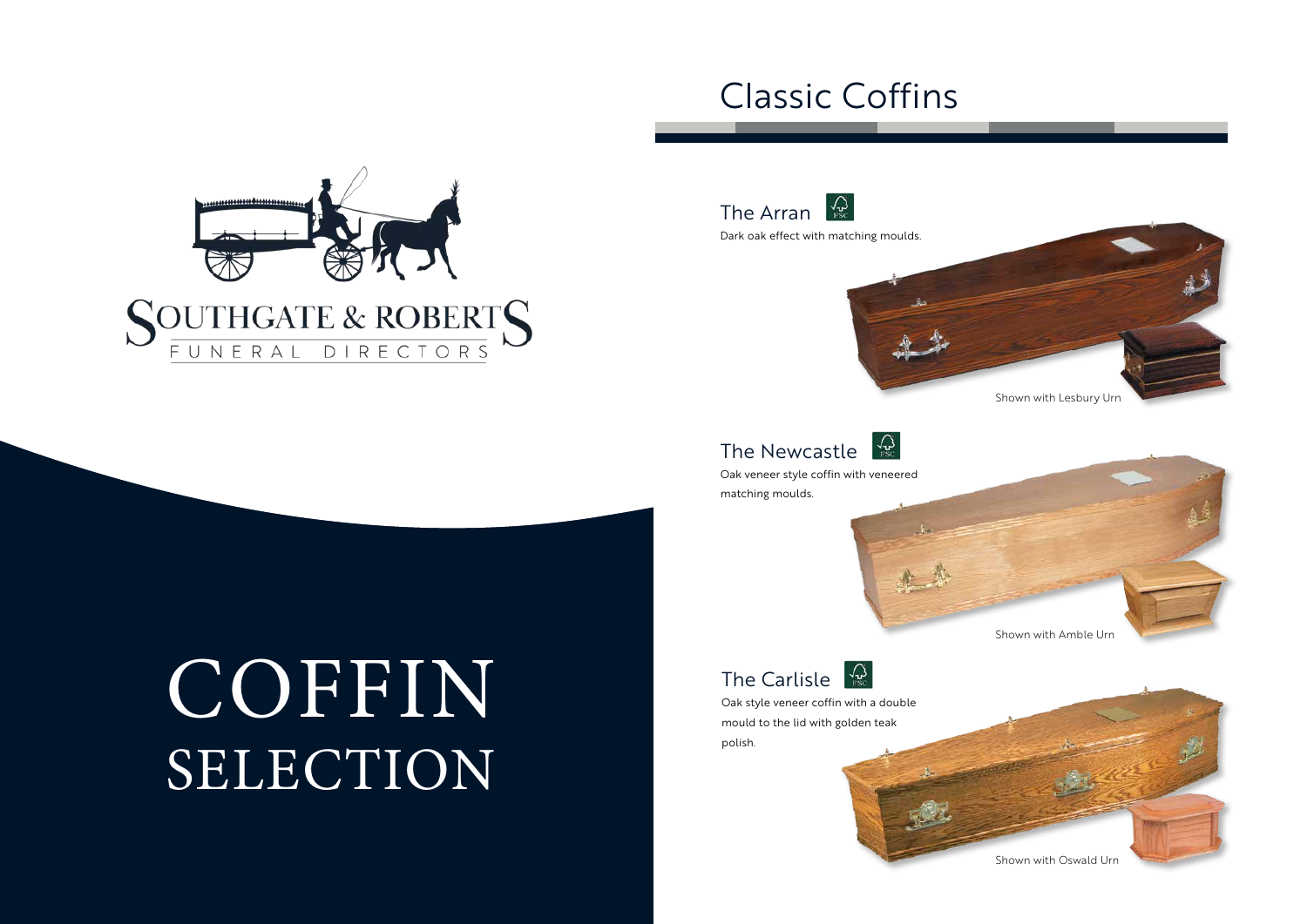SOUTHGATE & ROBERTS

FUNERAL DIRECTORS

# COFFIN SELECTION

## Classic Coffins

### The Arran

Dark oak effect with matching moulds.

Shown with Lesbury Urn

### The Newcastle

Oak veneer style coffin with veneered matching moulds.

Shown with Amble Urn

### The Carlisle

Oak style veneer coffin with a double mould to the lid with golden teak polish.

Shown with Oswald Urn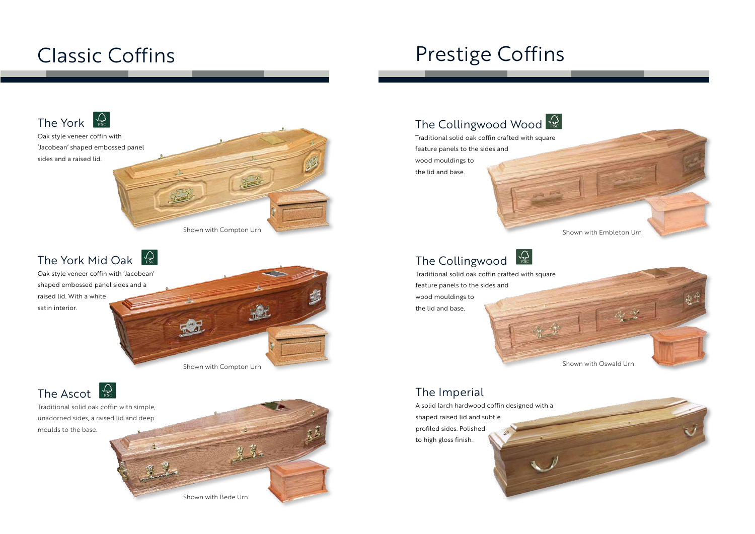# Classic Coffins

## The York

Oak style veneer coffin with 'Jacobean' shaped embossed panel sides and a raised lid.

Shown with Compton Urn

## The York Mid Oak

Oak style veneer coffin with 'Jacobean' shaped embossed panel sides and a raised lid. With a white satin interior.

Shown with Compton Urn

## The Ascot

Traditional solid oak coffin with simple, unadorned sides, a raised lid and deep moulds to the base.

Shown with Bede Urn

# Prestige Coffins

## The Collingwood Wood

Traditional solid oak coffin crafted with square feature panels to the sides and wood mouldings to the lid and base.

Shown with Embleton Urn

## The Collingwood

Traditional solid oak coffin crafted with square feature panels to the sides and wood mouldings to the lid and base.

Shown with Oswald Urn

## The Imperial

A solid larch hardwood coffin designed with a shaped raised lid and subtle profiled sides. Polished to high gloss finish.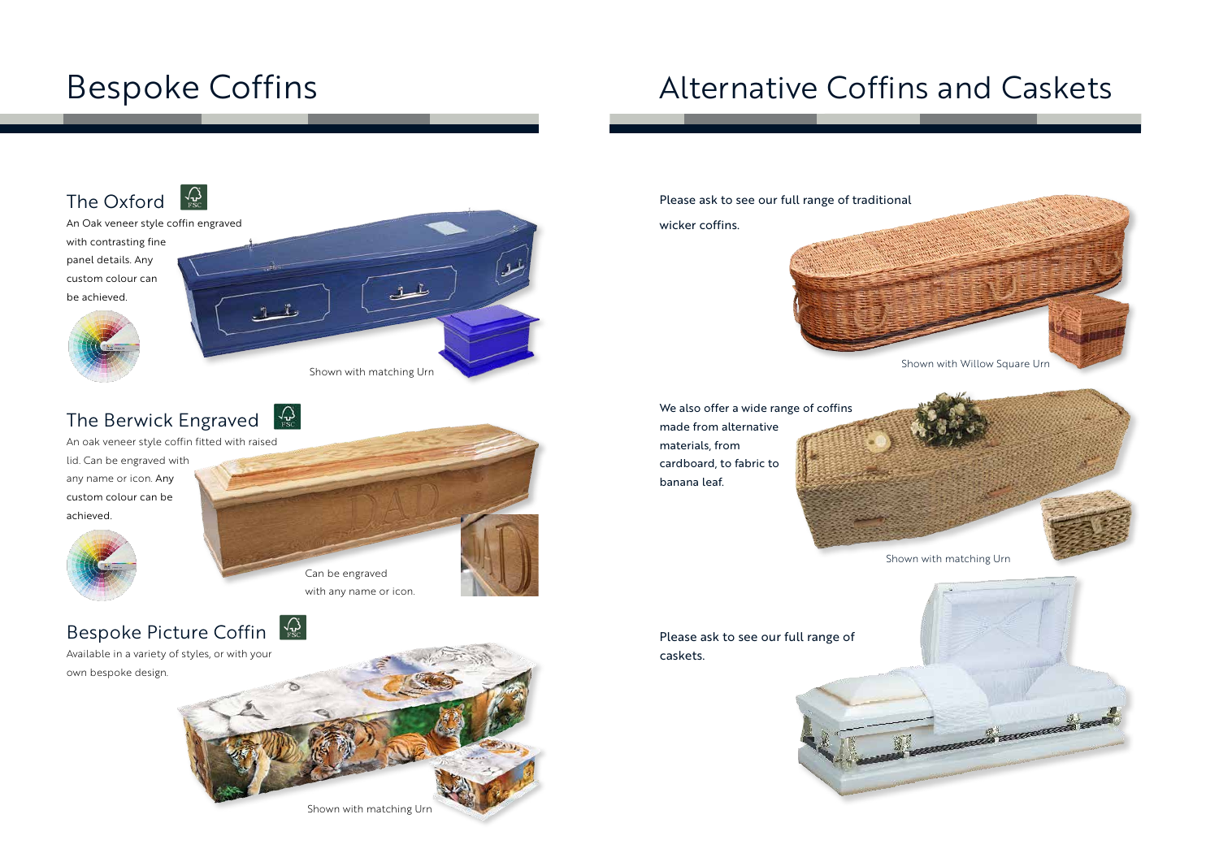# Bespoke Coffins

## The Oxford

An Oak veneer style coffin engraved with contrasting fine panel details. Any custom colour can be achieved.

Shown with matching Urn

## The Berwick Engraved

An oak veneer style coffin fitted with raised lid. Can be engraved with any name or icon. Any custom colour can be achieved.

Can be engraved with any name or icon.

## Bespoke Picture Coffin

Available in a variety of styles, or with your own bespoke design.

Shown with matching Urn

# Alternative Coffins and Caskets

Please ask to see our full range of traditional wicker coffins.

Shown with Willow Square Urn

We also offer a wide range of coffins made from alternative materials, from cardboard, to fabric to banana leaf.

Shown with matching Urn

Please ask to see our full range of caskets.